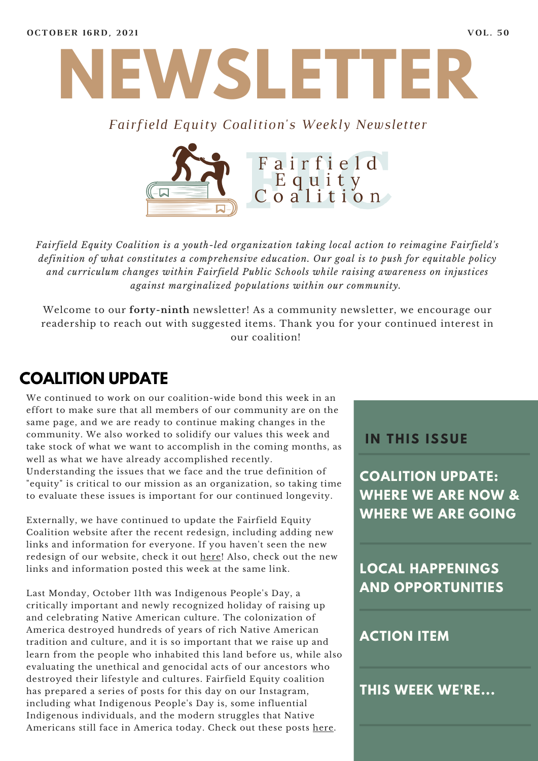**OCTOBER 16RD, 2021** **VOL. 50**

# NEWSLETTER

*Fairfield Equity Coalition's Weekly Newsletter*

Fairfield Equity Coalition

*Fairfield Equity Coalition is a youth-led organization taking local action to reimagine Fairfield's definition of what constitutes a comprehensive education. Our goal is to push for equitable policy and curriculum changes within Fairfield Public Schools while raising awareness on injustices against marginalized populations within our community.*

Welcome to our **forty-ninth** newsletter! As a community newsletter, we encourage our readership to reach out with suggested items. Thank you for your continued interest in our coalition!

## IN THIS ISSUE

- **COALITION UPDATE: WHERE WE ARE NOW & WHERE WE ARE GOING**
- **LOCAL HAPPENINGS AND OPPORTUNITIES**
- **ACTION ITEM**
- **THIS WEEK WE'RE...**

## COALITION UPDATE

We continued to work on our coalition-wide bond this week in an effort to make sure that all members of our community are on the same page, and we are ready to continue making changes in the community. We also worked to solidify our values this week and take stock of what we want to accomplish in the coming months, as well as what we have already accomplished recently. Understanding the issues that we face and the true definition of "equity" is critical to our mission as an organization, so taking time to evaluate these issues is important for our continued longevity.

Externally, we have continued to update the Fairfield Equity Coalition website after the recent redesign, including adding new links and information for everyone. If you haven't seen the new redesign of our website, check it out here! Also, check out the new links and information posted this week at the same link.

Last Monday, October 11th was Indigenous People's Day, a critically important and newly recognized holiday of raising up and celebrating Native American culture. The colonization of America destroyed hundreds of years of rich Native American tradition and culture, and it is so important that we raise up and learn from the people who inhabited this land before us, while also evaluating the unethical and genocidal acts of our ancestors who destroyed their lifestyle and cultures. Fairfield Equity coalition has prepared a series of posts for this day on our Instagram, including what Indigenous People's Day is, some influential Indigenous individuals, and the modern struggles that Native Americans still face in America today. Check out these posts here.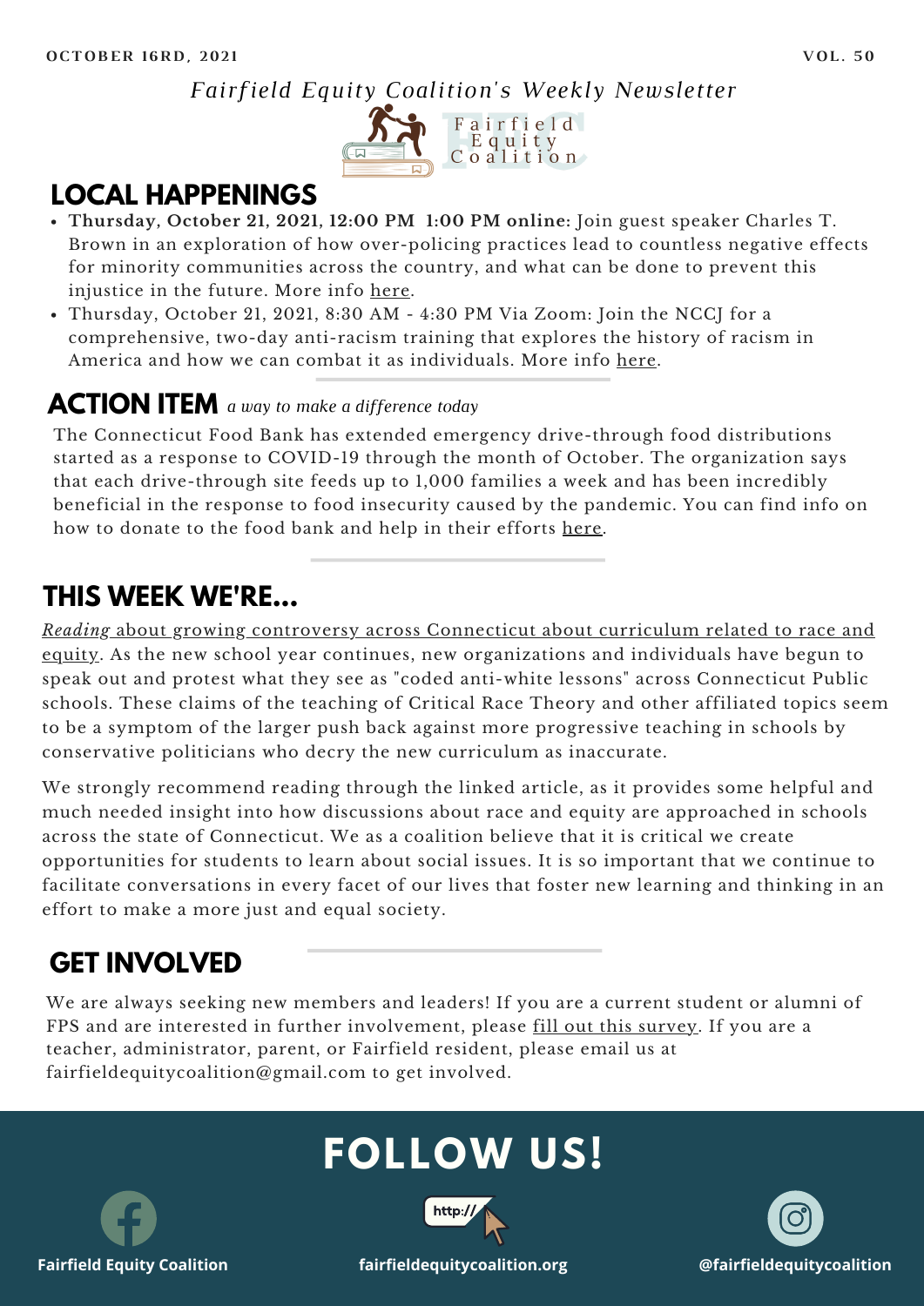OCTOBER 16RD, 2021 VOL. 50

*Fairfield Equity Coalition's Weekly Newsletter*

Fairfield Equity Coalition

## LOCAL HAPPENINGS

- **Thursday, October 21, 2021, 12:00 PM 1:00 PM online:** Join guest speaker Charles T. Brown in an exploration of how over-policing practices lead to countless negative effects for minority communities across the country, and what can be done to prevent this injustice in the future. More info here.
- Thursday, October 21, 2021, 8:30 AM - 4:30 PM Via Zoom: Join the NCCJ for a comprehensive, two-day anti-racism training that explores the history of racism in America and how we can combat it as individuals. More info here.

## ACTION ITEM *a way to make a difference today*

The Connecticut Food Bank has extended emergency drive-through food distributions started as a response to COVID-19 through the month of October. The organization says that each drive-through site feeds up to 1,000 families a week and has been incredibly beneficial in the response to food insecurity caused by the pandemic. You can find info on how to donate to the food bank and help in their efforts here.

## THIS WEEK WE'RE...

*Reading* about growing controversy across Connecticut about curriculum related to race and equity. As the new school year continues, new organizations and individuals have begun to speak out and protest what they see as "coded anti-white lessons" across Connecticut Public schools. These claims of the teaching of Critical Race Theory and other affiliated topics seem to be a symptom of the larger push back against more progressive teaching in schools by conservative politicians who decry the new curriculum as inaccurate.

We strongly recommend reading through the linked article, as it provides some helpful and much needed insight into how discussions about race and equity are approached in schools across the state of Connecticut. We as a coalition believe that it is critical we create opportunities for students to learn about social issues. It is so important that we continue to facilitate conversations in every facet of our lives that foster new learning and thinking in an effort to make a more just and equal society.

## GET INVOLVED

We are always seeking new members and leaders! If you are a current student or alumni of FPS and are interested in further involvement, please fill out this survey. If you are a teacher, administrator, parent, or Fairfield resident, please email us at fairfieldequitycoalition@gmail.com to get involved.

## FOLLOW US!

Fairfield Equity Coalition

fairfieldequitycoalition.org

@fairfieldequitycoalition